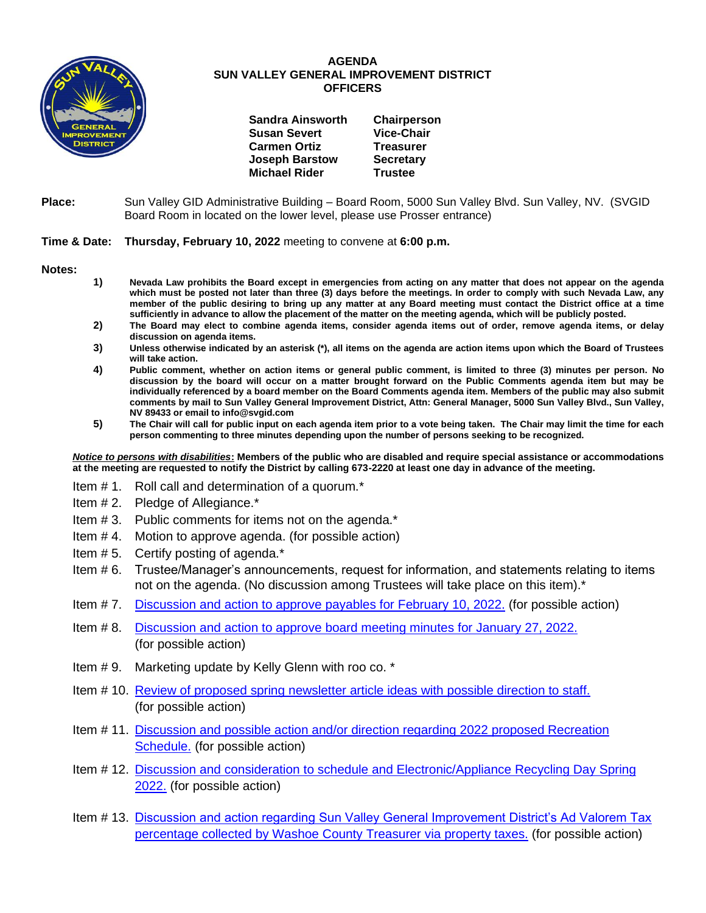# AGENDA
## SUN VALLEY GENERAL IMPROVEMENT DISTRICT
### OFFICERS

| | |
|---|---|
| **Sandra Ainsworth** | **Chairperson** |
| **Susan Severt** | **Vice-Chair** |
| **Carmen Ortiz** | **Treasurer** |
| **Joseph Barstow** | **Secretary** |
| **Michael Rider** | **Trustee** |

**Place:** Sun Valley GID Administrative Building – Board Room, 5000 Sun Valley Blvd. Sun Valley, NV. (SVGID Board Room in located on the lower level, please use Prosser entrance)

**Time & Date:** **Thursday, February 10, 2022** meeting to convene at **6:00 p.m.**

**Notes:**

1) **Nevada Law prohibits the Board except in emergencies from acting on any matter that does not appear on the agenda which must be posted not later than three (3) days before the meetings. In order to comply with such Nevada Law, any member of the public desiring to bring up any matter at any Board meeting must contact the District office at a time sufficiently in advance to allow the placement of the matter on the meeting agenda, which will be publicly posted.**
2) **The Board may elect to combine agenda items, consider agenda items out of order, remove agenda items, or delay discussion on agenda items.**
3) **Unless otherwise indicated by an asterisk (*), all items on the agenda are action items upon which the Board of Trustees will take action.**
4) **Public comment, whether on action items or general public comment, is limited to three (3) minutes per person. No discussion by the board will occur on a matter brought forward on the Public Comments agenda item but may be individually referenced by a board member on the Board Comments agenda item. Members of the public may also submit comments by mail to Sun Valley General Improvement District, Attn: General Manager, 5000 Sun Valley Blvd., Sun Valley, NV 89433 or email to info@svgid.com**
5) **The Chair will call for public input on each agenda item prior to a vote being taken. The Chair may limit the time for each person commenting to three minutes depending upon the number of persons seeking to be recognized.**

***Notice to persons with disabilities*: Members of the public who are disabled and require special assistance or accommodations at the meeting are requested to notify the District by calling 673-2220 at least one day in advance of the meeting.**

Item # 1. Roll call and determination of a quorum.*

Item # 2. Pledge of Allegiance.*

Item # 3. Public comments for items not on the agenda.*

Item # 4. Motion to approve agenda. (for possible action)

Item # 5. Certify posting of agenda.*

Item # 6. Trustee/Manager's announcements, request for information, and statements relating to items not on the agenda. (No discussion among Trustees will take place on this item).*

Item # 7. Discussion and action to approve payables for February 10, 2022. (for possible action)

Item # 8. Discussion and action to approve board meeting minutes for January 27, 2022. (for possible action)

Item # 9. Marketing update by Kelly Glenn with roo co. *

Item # 10. Review of proposed spring newsletter article ideas with possible direction to staff. (for possible action)

Item # 11. Discussion and possible action and/or direction regarding 2022 proposed Recreation Schedule. (for possible action)

Item # 12. Discussion and consideration to schedule and Electronic/Appliance Recycling Day Spring 2022. (for possible action)

Item # 13. Discussion and action regarding Sun Valley General Improvement District's Ad Valorem Tax percentage collected by Washoe County Treasurer via property taxes. (for possible action)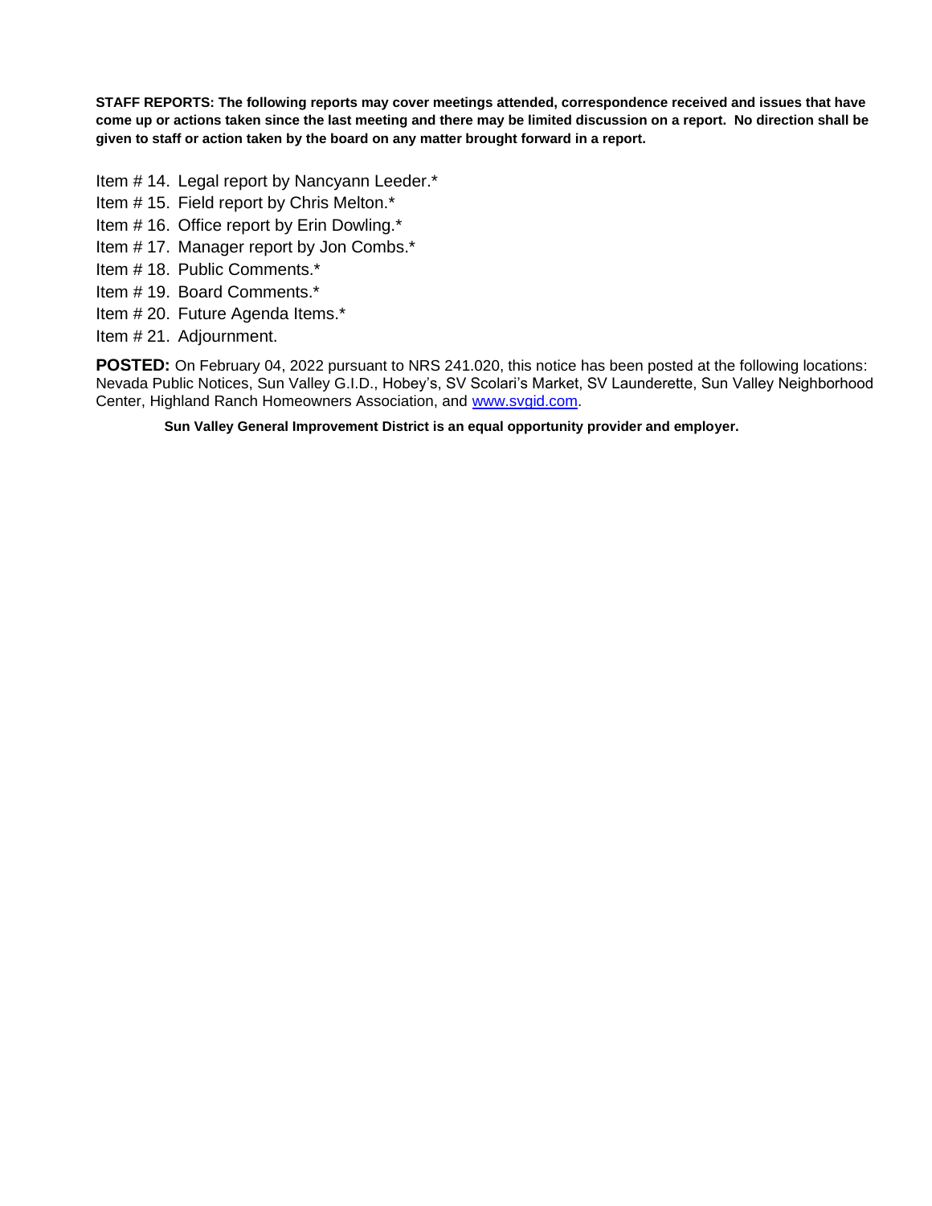**STAFF REPORTS: The following reports may cover meetings attended, correspondence received and issues that have come up or actions taken since the last meeting and there may be limited discussion on a report. No direction shall be given to staff or action taken by the board on any matter brought forward in a report.**

Item # 14. Legal report by Nancyann Leeder.*

Item # 15. Field report by Chris Melton.*

Item # 16. Office report by Erin Dowling.*

Item # 17. Manager report by Jon Combs.*

Item # 18. Public Comments.*

Item # 19. Board Comments.*

Item # 20. Future Agenda Items.*

Item # 21. Adjournment.

**POSTED:** On February 04, 2022 pursuant to NRS 241.020, this notice has been posted at the following locations: Nevada Public Notices, Sun Valley G.I.D., Hobey's, SV Scolari's Market, SV Launderette, Sun Valley Neighborhood Center, Highland Ranch Homeowners Association, and www.svgid.com.

**Sun Valley General Improvement District is an equal opportunity provider and employer.**